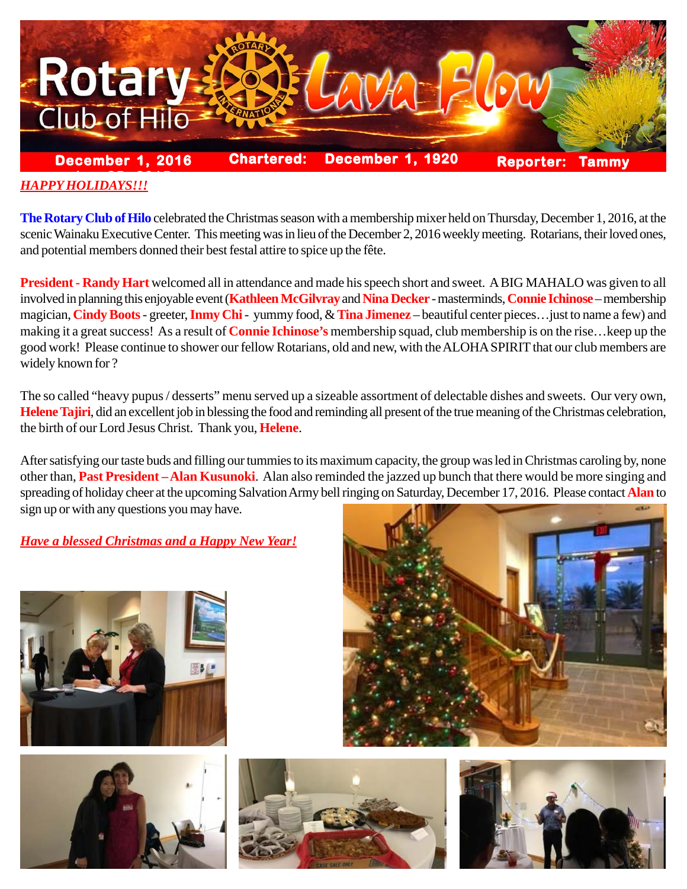# Rotary Club of Hilo — Lava Flow

**December 1, 2016** | **Chartered: December 1, 1920** | **Reporter: Tammy**

***HAPPY HOLIDAYS!!!***

**The Rotary Club of Hilo** celebrated the Christmas season with a membership mixer held on Thursday, December 1, 2016, at the scenic Wainaku Executive Center. This meeting was in lieu of the December 2, 2016 weekly meeting. Rotarians, their loved ones, and potential members donned their best festal attire to spice up the fête.

**President - Randy Hart** welcomed all in attendance and made his speech short and sweet. A BIG MAHALO was given to all involved in planning this enjoyable event (**Kathleen McGilvray** and **Nina Decker** - masterminds, **Connie Ichinose** – membership magician, **Cindy Boots** - greeter, **Inmy Chi** - yummy food, & **Tina Jimenez** – beautiful center pieces…just to name a few) and making it a great success! As a result of **Connie Ichinose's** membership squad, club membership is on the rise…keep up the good work! Please continue to shower our fellow Rotarians, old and new, with the ALOHA SPIRIT that our club members are widely known for ?

The so called "heavy pupus / desserts" menu served up a sizeable assortment of delectable dishes and sweets. Our very own, **Helene Tajiri**, did an excellent job in blessing the food and reminding all present of the true meaning of the Christmas celebration, the birth of our Lord Jesus Christ. Thank you, **Helene**.

After satisfying our taste buds and filling our tummies to its maximum capacity, the group was led in Christmas caroling by, none other than, **Past President – Alan Kusunoki**. Alan also reminded the jazzed up bunch that there would be more singing and spreading of holiday cheer at the upcoming Salvation Army bell ringing on Saturday, December 17, 2016. Please contact **Alan** to sign up or with any questions you may have.

***Have a blessed Christmas and a Happy New Year!***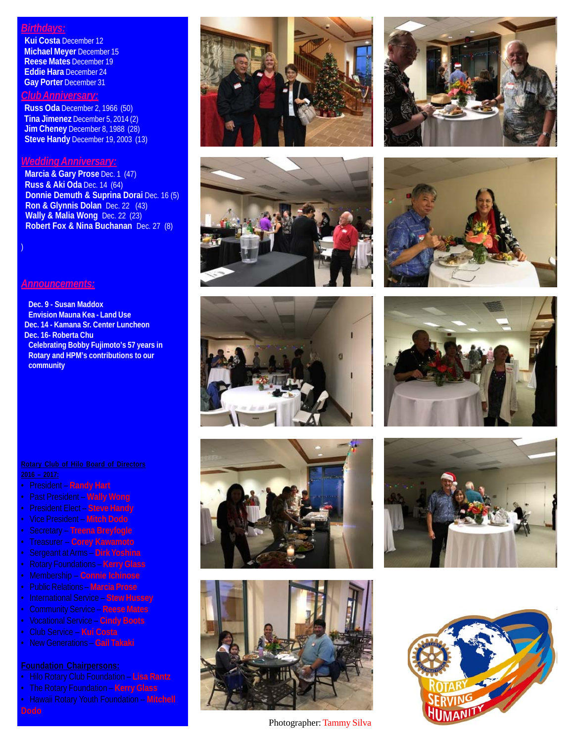## *Birthdays:*

**Kui Costa** December 12
**Michael Meyer** December 15
**Reese Mates** December 19
**Eddie Hara** December 24
**Gay Porter** December 31

## *Club Anniversary:*

**Russ Oda** December 2, 1966 (50)
**Tina Jimenez** December 5, 2014 (2)
**Jim Cheney** December 8, 1988 (28)
**Steve Handy** December 19, 2003 (13)

## *Wedding Anniversary:*

**Marcia & Gary Prose** Dec. 1 (47)
**Russ & Aki Oda** Dec. 14 (64)
**Donnie Demuth & Suprina Dorai** Dec. 16 (5)
**Ron & Glynnis Dolan** Dec. 22 (43)
**Wally & Malia Wong** Dec. 22 (23)
**Robert Fox & Nina Buchanan** Dec. 27 (8)

)

## *Announcements:*

**Dec. 9 - Susan Maddox**
**Envision Mauna Kea - Land Use**
**Dec. 14 - Kamana Sr. Center Luncheon**
**Dec. 16- Roberta Chu**
**Celebrating Bobby Fujimoto's 57 years in Rotary and HPM's contributions to our community**

**Rotary Club of Hilo Board of Directors 2016 – 2017:**

- President – **Randy Hart**
- Past President – **Wally Wong**
- President Elect – **Steve Handy**
- Vice President – **Mitch Dodo**
- Secretary – **Treena Breyfogle**
- Treasurer – **Corey Kawamoto**
- Sergeant at Arms – **Dirk Yoshina**
- Rotary Foundations – **Kerry Glass**
- Membership – **Connie Ichinose**
- Public Relations – **Marcia Prose**
- International Service – **Stew Hussey**
- Community Service – **Reese Mates**
- Vocational Service – **Cindy Boots**
- Club Service – **Kui Costa**
- New Generations – **Gail Takaki**

**Foundation Chairpersons:**

- Hilo Rotary Club Foundation – **Lisa Rantz**
- The Rotary Foundation – **Kerry Glass**
- Hawaii Rotary Youth Foundation – **Mitchell Dodo**

Photographer: Tammy Silva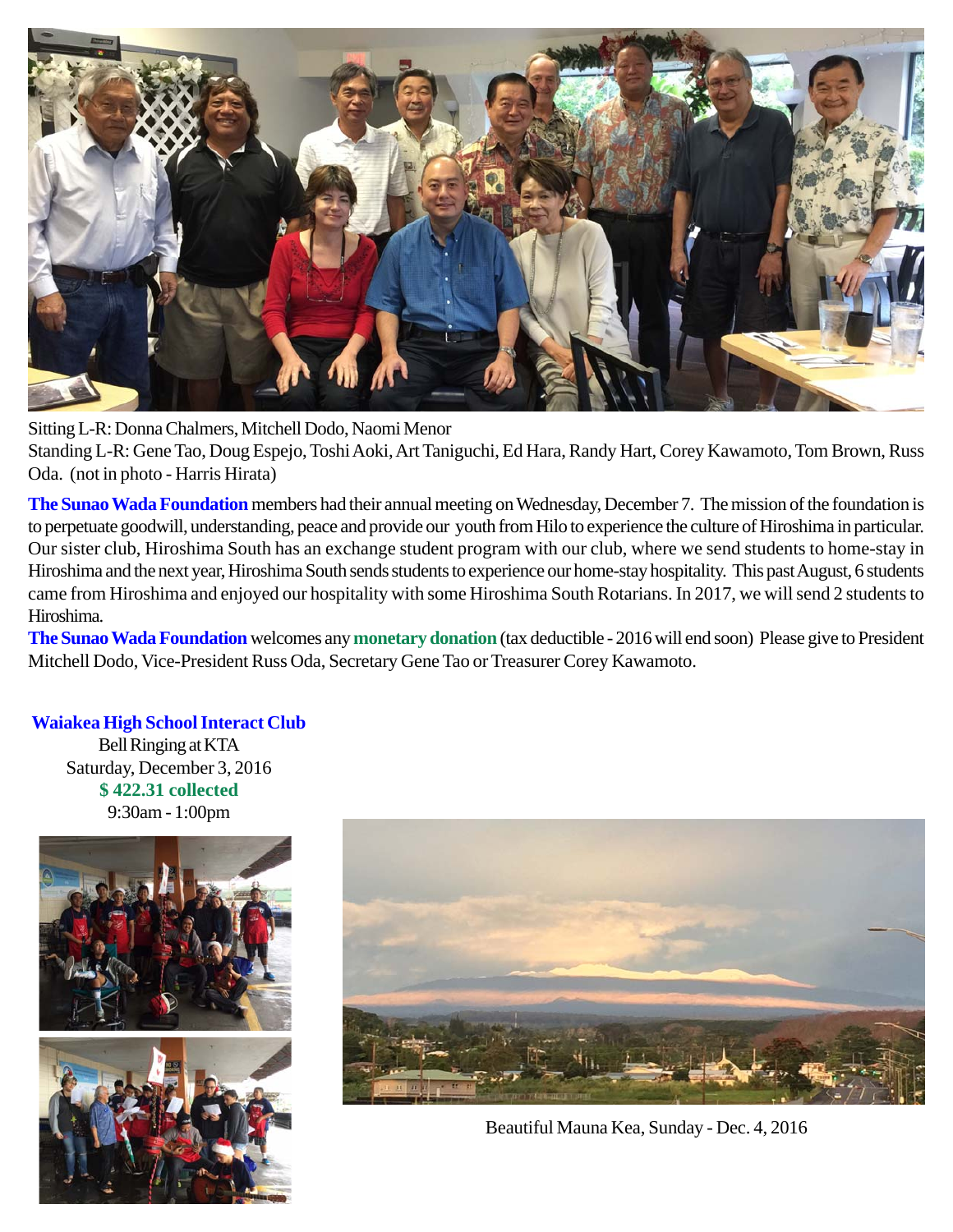Sitting L-R: Donna Chalmers, Mitchell Dodo, Naomi Menor
Standing L-R: Gene Tao, Doug Espejo, Toshi Aoki, Art Taniguchi, Ed Hara, Randy Hart, Corey Kawamoto, Tom Brown, Russ Oda. (not in photo - Harris Hirata)

**The Sunao Wada Foundation** members had their annual meeting on Wednesday, December 7. The mission of the foundation is to perpetuate goodwill, understanding, peace and provide our youth from Hilo to experience the culture of Hiroshima in particular. Our sister club, Hiroshima South has an exchange student program with our club, where we send students to home-stay in Hiroshima and the next year, Hiroshima South sends students to experience our home-stay hospitality. This past August, 6 students came from Hiroshima and enjoyed our hospitality with some Hiroshima South Rotarians. In 2017, we will send 2 students to Hiroshima.

**The Sunao Wada Foundation** welcomes any **monetary donation** (tax deductible - 2016 will end soon) Please give to President Mitchell Dodo, Vice-President Russ Oda, Secretary Gene Tao or Treasurer Corey Kawamoto.

**Waiakea High School Interact Club**

Bell Ringing at KTA

Saturday, December 3, 2016

**$ 422.31 collected**

9:30am - 1:00pm

Beautiful Mauna Kea, Sunday - Dec. 4, 2016